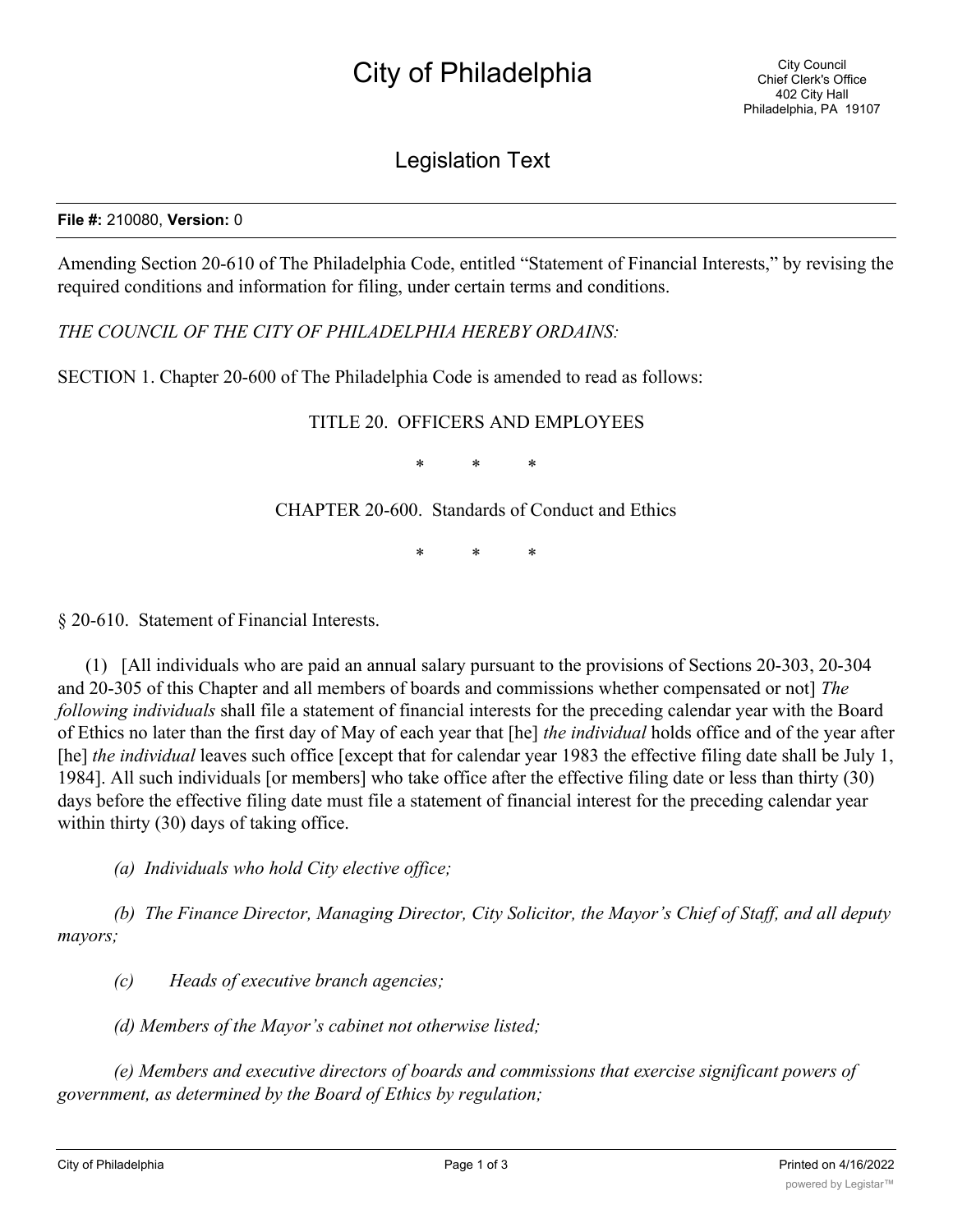# City of Philadelphia

City Council
Chief Clerk's Office
402 City Hall
Philadelphia, PA 19107

## Legislation Text

**File #:** 210080, **Version:** 0

Amending Section 20-610 of The Philadelphia Code, entitled "Statement of Financial Interests," by revising the required conditions and information for filing, under certain terms and conditions.

*THE COUNCIL OF THE CITY OF PHILADELPHIA HEREBY ORDAINS:*

SECTION 1. Chapter 20-600 of The Philadelphia Code is amended to read as follows:

TITLE 20. OFFICERS AND EMPLOYEES

\* \* \*

CHAPTER 20-600. Standards of Conduct and Ethics

\* \* \*

§ 20-610. Statement of Financial Interests.

(1) [All individuals who are paid an annual salary pursuant to the provisions of Sections 20-303, 20-304 and 20-305 of this Chapter and all members of boards and commissions whether compensated or not] *The following individuals* shall file a statement of financial interests for the preceding calendar year with the Board of Ethics no later than the first day of May of each year that [he] *the individual* holds office and of the year after [he] *the individual* leaves such office [except that for calendar year 1983 the effective filing date shall be July 1, 1984]. All such individuals [or members] who take office after the effective filing date or less than thirty (30) days before the effective filing date must file a statement of financial interest for the preceding calendar year within thirty (30) days of taking office.

*(a) Individuals who hold City elective office;*

*(b) The Finance Director, Managing Director, City Solicitor, the Mayor's Chief of Staff, and all deputy mayors;*

*(c) Heads of executive branch agencies;*

*(d) Members of the Mayor's cabinet not otherwise listed;*

*(e) Members and executive directors of boards and commissions that exercise significant powers of government, as determined by the Board of Ethics by regulation;*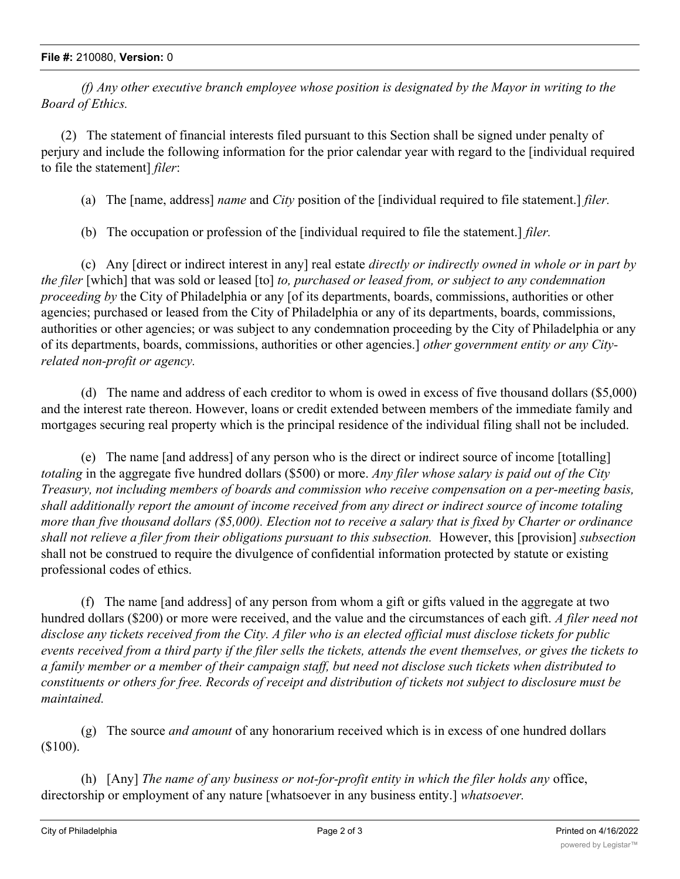*(f) Any other executive branch employee whose position is designated by the Mayor in writing to the Board of Ethics.*

(2) The statement of financial interests filed pursuant to this Section shall be signed under penalty of perjury and include the following information for the prior calendar year with regard to the [individual required to file the statement] *filer*:

(a) The [name, address] *name* and *City* position of the [individual required to file statement.] *filer.*

(b) The occupation or profession of the [individual required to file the statement.] *filer.*

(c) Any [direct or indirect interest in any] real estate *directly or indirectly owned in whole or in part by the filer* [which] that was sold or leased [to] *to, purchased or leased from, or subject to any condemnation proceeding by* the City of Philadelphia or any [of its departments, boards, commissions, authorities or other agencies; purchased or leased from the City of Philadelphia or any of its departments, boards, commissions, authorities or other agencies; or was subject to any condemnation proceeding by the City of Philadelphia or any of its departments, boards, commissions, authorities or other agencies.] *other government entity or any City-related non-profit or agency.*

(d) The name and address of each creditor to whom is owed in excess of five thousand dollars ($5,000) and the interest rate thereon. However, loans or credit extended between members of the immediate family and mortgages securing real property which is the principal residence of the individual filing shall not be included.

(e) The name [and address] of any person who is the direct or indirect source of income [totalling] *totaling* in the aggregate five hundred dollars ($500) or more. *Any filer whose salary is paid out of the City Treasury, not including members of boards and commission who receive compensation on a per-meeting basis, shall additionally report the amount of income received from any direct or indirect source of income totaling more than five thousand dollars ($5,000). Election not to receive a salary that is fixed by Charter or ordinance shall not relieve a filer from their obligations pursuant to this subsection.* However, this [provision] *subsection* shall not be construed to require the divulgence of confidential information protected by statute or existing professional codes of ethics.

(f) The name [and address] of any person from whom a gift or gifts valued in the aggregate at two hundred dollars ($200) or more were received, and the value and the circumstances of each gift. *A filer need not disclose any tickets received from the City. A filer who is an elected official must disclose tickets for public events received from a third party if the filer sells the tickets, attends the event themselves, or gives the tickets to a family member or a member of their campaign staff, but need not disclose such tickets when distributed to constituents or others for free. Records of receipt and distribution of tickets not subject to disclosure must be maintained.*

(g) The source *and amount* of any honorarium received which is in excess of one hundred dollars ($100).

(h) [Any] *The name of any business or not-for-profit entity in which the filer holds any* office, directorship or employment of any nature [whatsoever in any business entity.] *whatsoever.*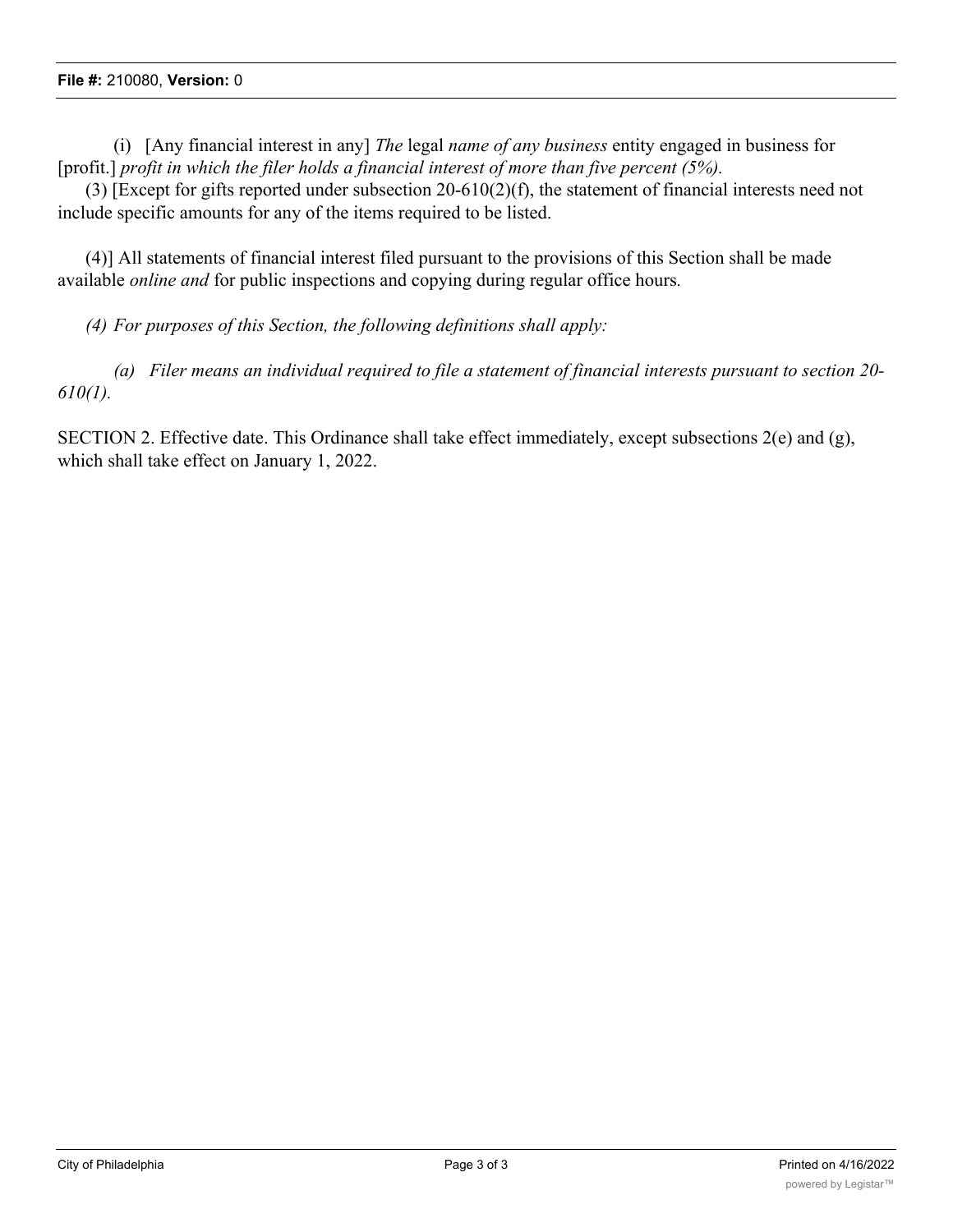(i) [Any financial interest in any] *The* legal *name of any business* entity engaged in business for [profit.] *profit in which the filer holds a financial interest of more than five percent (5%).*

(3) [Except for gifts reported under subsection 20-610(2)(f), the statement of financial interests need not include specific amounts for any of the items required to be listed.

(4)] All statements of financial interest filed pursuant to the provisions of this Section shall be made available *online and* for public inspections and copying during regular office hours.

*(4) For purposes of this Section, the following definitions shall apply:*

*(a) Filer means an individual required to file a statement of financial interests pursuant to section 20-610(1).*

SECTION 2. Effective date. This Ordinance shall take effect immediately, except subsections 2(e) and (g), which shall take effect on January 1, 2022.